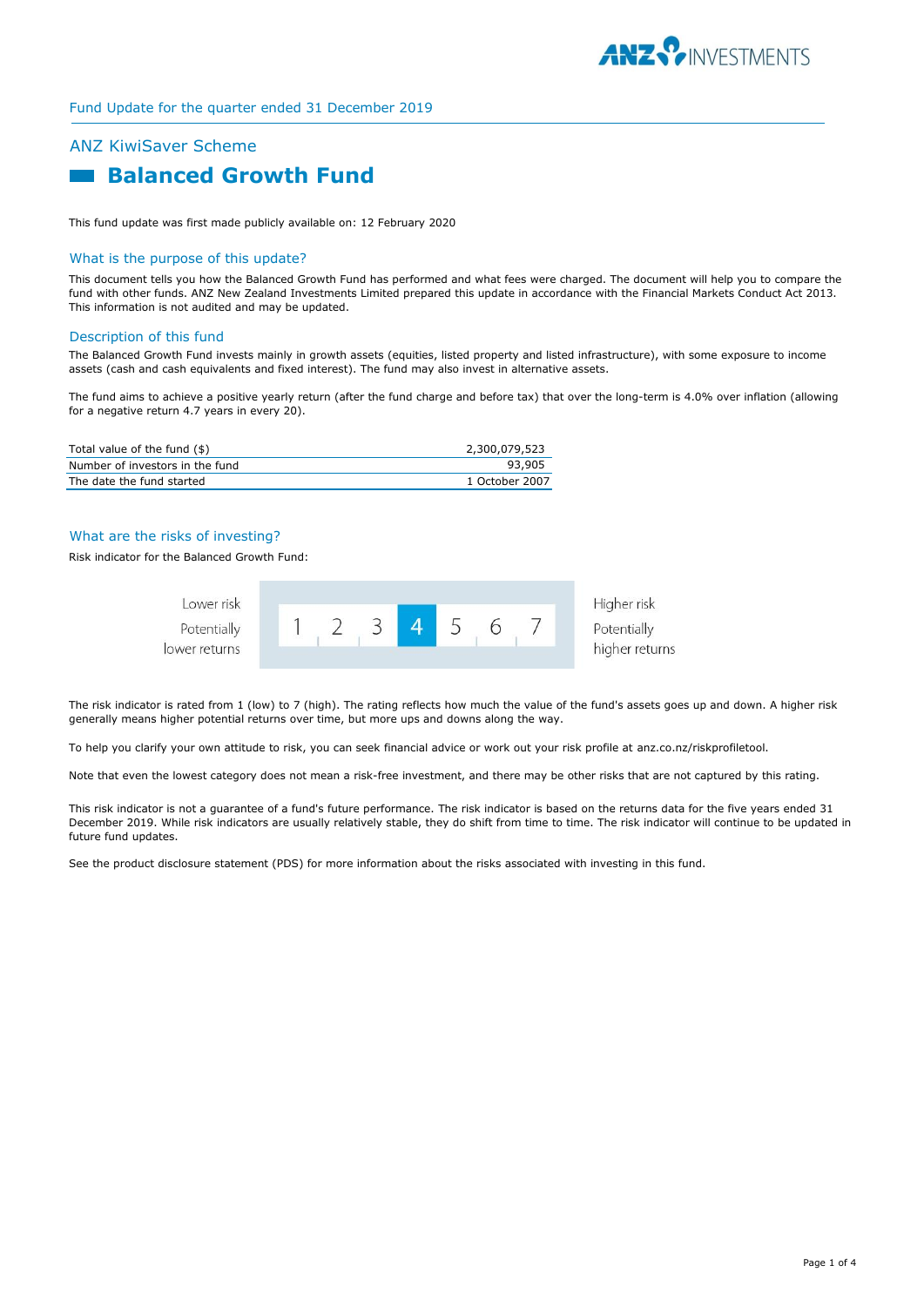Fund Update for the quarter ended 31 December 2019

## ANZ KiwiSaver Scheme

# Balanced Growth Fund

This fund update was first made publicly available on: 12 February 2020

### What is the purpose of this update?

This document tells you how the Balanced Growth Fund has performed and what fees were charged. The document will help you to compare the fund with other funds. ANZ New Zealand Investments Limited prepared this update in accordance with the Financial Markets Conduct Act 2013. This information is not audited and may be updated.

### Description of this fund

The Balanced Growth Fund invests mainly in growth assets (equities, listed property and listed infrastructure), with some exposure to income assets (cash and cash equivalents and fixed interest). The fund may also invest in alternative assets.

The fund aims to achieve a positive yearly return (after the fund charge and before tax) that over the long-term is 4.0% over inflation (allowing for a negative return 4.7 years in every 20).

| | |
|---|---|
| Total value of the fund ($) | 2,300,079,523 |
| Number of investors in the fund | 93,905 |
| The date the fund started | 1 October 2007 |

### What are the risks of investing?

Risk indicator for the Balanced Growth Fund:

| Lower risk<br>Potentially lower returns | 1 | 2 | 3 | **4** | 5 | 6 | 7 | Higher risk<br>Potentially higher returns |
|---|---|---|---|---|---|---|---|---|

The risk indicator is rated from 1 (low) to 7 (high). The rating reflects how much the value of the fund's assets goes up and down. A higher risk generally means higher potential returns over time, but more ups and downs along the way.

To help you clarify your own attitude to risk, you can seek financial advice or work out your risk profile at anz.co.nz/riskprofiletool.

Note that even the lowest category does not mean a risk-free investment, and there may be other risks that are not captured by this rating.

This risk indicator is not a guarantee of a fund's future performance. The risk indicator is based on the returns data for the five years ended 31 December 2019. While risk indicators are usually relatively stable, they do shift from time to time. The risk indicator will continue to be updated in future fund updates.

See the product disclosure statement (PDS) for more information about the risks associated with investing in this fund.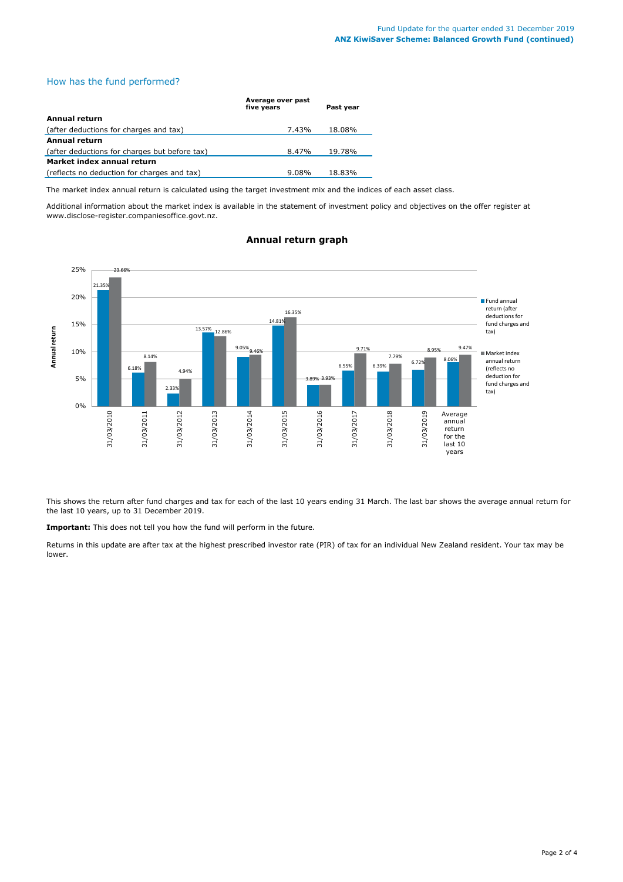## How has the fund performed?

| | Average over past five years | Past year |
|---|---|---|
| **Annual return** | | |
| (after deductions for charges and tax) | 7.43% | 18.08% |
| **Annual return** | | |
| (after deductions for charges but before tax) | 8.47% | 19.78% |
| **Market index annual return** | | |
| (reflects no deduction for charges and tax) | 9.08% | 18.83% |

The market index annual return is calculated using the target investment mix and the indices of each asset class.

Additional information about the market index is available in the statement of investment policy and objectives on the offer register at www.disclose-register.companiesoffice.govt.nz.

### Annual return graph

| | Fund annual return (after deductions for fund charges and tax) | Market index annual return (reflects no deduction for fund charges and tax) |
|---|---|---|
| 31/03/2010 | 21.35% | 23.66% |
| 31/03/2011 | 6.18% | 8.14% |
| 31/03/2012 | 2.33% | 4.94% |
| 31/03/2013 | 13.57% | 12.86% |
| 31/03/2014 | 9.05% | 9.46% |
| 31/03/2015 | 14.81% | 16.35% |
| 31/03/2016 | 3.89% | 3.93% |
| 31/03/2017 | 6.55% | 9.71% |
| 31/03/2018 | 6.39% | 7.79% |
| 31/03/2019 | 6.72% | 8.95% |
| Average annual return for the last 10 years | 8.06% | 9.47% |

This shows the return after fund charges and tax for each of the last 10 years ending 31 March. The last bar shows the average annual return for the last 10 years, up to 31 December 2019.

**Important:** This does not tell you how the fund will perform in the future.

Returns in this update are after tax at the highest prescribed investor rate (PIR) of tax for an individual New Zealand resident. Your tax may be lower.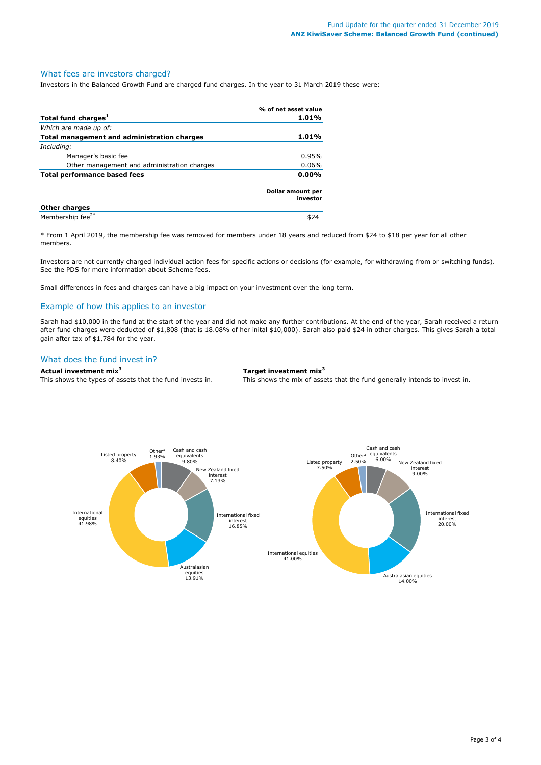## What fees are investors charged?

Investors in the Balanced Growth Fund are charged fund charges. In the year to 31 March 2019 these were:

| | % of net asset value |
|---|---|
| **Total fund charges[1]** | **1.01%** |
| *Which are made up of:* | |
| **Total management and administration charges** | **1.01%** |
| *Including:* | |
| Manager's basic fee | 0.95% |
| Other management and administration charges | 0.06% |
| **Total performance based fees** | **0.00%** |

| | Dollar amount per investor |
|---|---|
| **Other charges** | |
| Membership fee[2*] | $24 |

\* From 1 April 2019, the membership fee was removed for members under 18 years and reduced from $24 to $18 per year for all other members.

Investors are not currently charged individual action fees for specific actions or decisions (for example, for withdrawing from or switching funds). See the PDS for more information about Scheme fees.

Small differences in fees and charges can have a big impact on your investment over the long term.

## Example of how this applies to an investor

Sarah had $10,000 in the fund at the start of the year and did not make any further contributions. At the end of the year, Sarah received a return after fund charges were deducted of $1,808 (that is 18.08% of her inital $10,000). Sarah also paid $24 in other charges. This gives Sarah a total gain after tax of $1,784 for the year.

## What does the fund invest in?

**Actual investment mix[3]**

This shows the types of assets that the fund invests in.

| Asset type | Actual |
|---|---|
| Cash and cash equivalents | 9.80% |
| New Zealand fixed interest | 7.13% |
| International fixed interest | 16.85% |
| Australasian equities | 13.91% |
| International equities | 41.98% |
| Listed property | 8.40% |
| Other[4] | 1.93% |

**Target investment mix[3]**

This shows the mix of assets that the fund generally intends to invest in.

| Asset type | Target |
|---|---|
| Cash and cash equivalents | 6.00% |
| New Zealand fixed interest | 9.00% |
| International fixed interest | 20.00% |
| Australasian equities | 14.00% |
| International equities | 41.00% |
| Listed property | 7.50% |
| Other[4] | 2.50% |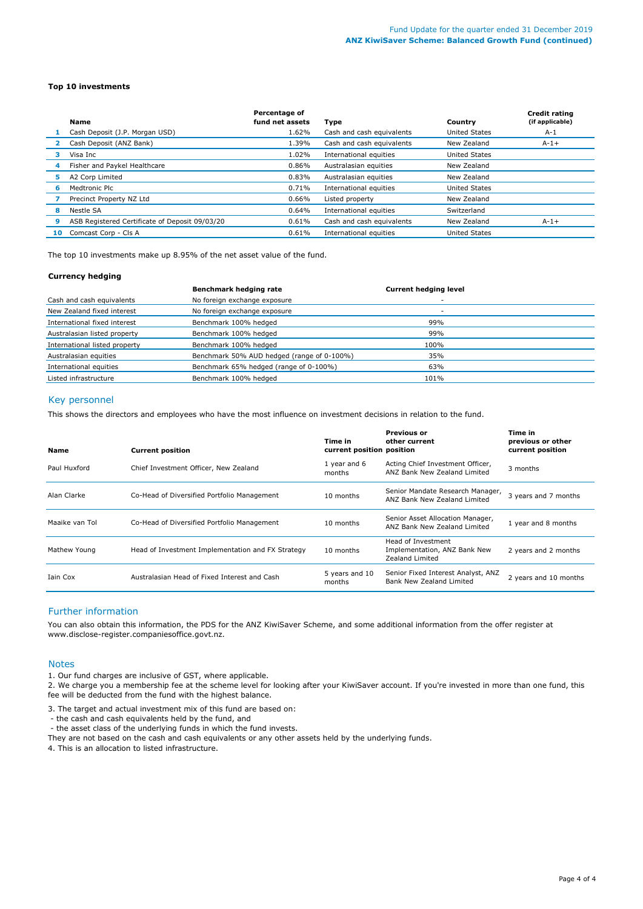### Top 10 investments

| | Name | Percentage of fund net assets | Type | Country | Credit rating (if applicable) |
|---|---|---|---|---|---|
| 1 | Cash Deposit (J.P. Morgan USD) | 1.62% | Cash and cash equivalents | United States | A-1 |
| 2 | Cash Deposit (ANZ Bank) | 1.39% | Cash and cash equivalents | New Zealand | A-1+ |
| 3 | Visa Inc | 1.02% | International equities | United States | |
| 4 | Fisher and Paykel Healthcare | 0.86% | Australasian equities | New Zealand | |
| 5 | A2 Corp Limited | 0.83% | Australasian equities | New Zealand | |
| 6 | Medtronic Plc | 0.71% | International equities | United States | |
| 7 | Precinct Property NZ Ltd | 0.66% | Listed property | New Zealand | |
| 8 | Nestle SA | 0.64% | International equities | Switzerland | |
| 9 | ASB Registered Certificate of Deposit 09/03/20 | 0.61% | Cash and cash equivalents | New Zealand | A-1+ |
| 10 | Comcast Corp - Cls A | 0.61% | International equities | United States | |

The top 10 investments make up 8.95% of the net asset value of the fund.

### Currency hedging

| | Benchmark hedging rate | Current hedging level |
|---|---|---|
| Cash and cash equivalents | No foreign exchange exposure | - |
| New Zealand fixed interest | No foreign exchange exposure | - |
| International fixed interest | Benchmark 100% hedged | 99% |
| Australasian listed property | Benchmark 100% hedged | 99% |
| International listed property | Benchmark 100% hedged | 100% |
| Australasian equities | Benchmark 50% AUD hedged (range of 0-100%) | 35% |
| International equities | Benchmark 65% hedged (range of 0-100%) | 63% |
| Listed infrastructure | Benchmark 100% hedged | 101% |

## Key personnel

This shows the directors and employees who have the most influence on investment decisions in relation to the fund.

| Name | Current position | Time in current position | Previous or other current position | Time in previous or other current position |
|---|---|---|---|---|
| Paul Huxford | Chief Investment Officer, New Zealand | 1 year and 6 months | Acting Chief Investment Officer, ANZ Bank New Zealand Limited | 3 months |
| Alan Clarke | Co-Head of Diversified Portfolio Management | 10 months | Senior Mandate Research Manager, ANZ Bank New Zealand Limited | 3 years and 7 months |
| Maaike van Tol | Co-Head of Diversified Portfolio Management | 10 months | Senior Asset Allocation Manager, ANZ Bank New Zealand Limited | 1 year and 8 months |
| Mathew Young | Head of Investment Implementation and FX Strategy | 10 months | Head of Investment Implementation, ANZ Bank New Zealand Limited | 2 years and 2 months |
| Iain Cox | Australasian Head of Fixed Interest and Cash | 5 years and 10 months | Senior Fixed Interest Analyst, ANZ Bank New Zealand Limited | 2 years and 10 months |

## Further information

You can also obtain this information, the PDS for the ANZ KiwiSaver Scheme, and some additional information from the offer register at www.disclose-register.companiesoffice.govt.nz.

## Notes

1. Our fund charges are inclusive of GST, where applicable.
2. We charge you a membership fee at the scheme level for looking after your KiwiSaver account. If you're invested in more than one fund, this fee will be deducted from the fund with the highest balance.
3. The target and actual investment mix of this fund are based on:
 - the cash and cash equivalents held by the fund, and
 - the asset class of the underlying funds in which the fund invests.
 They are not based on the cash and cash equivalents or any other assets held by the underlying funds.
4. This is an allocation to listed infrastructure.